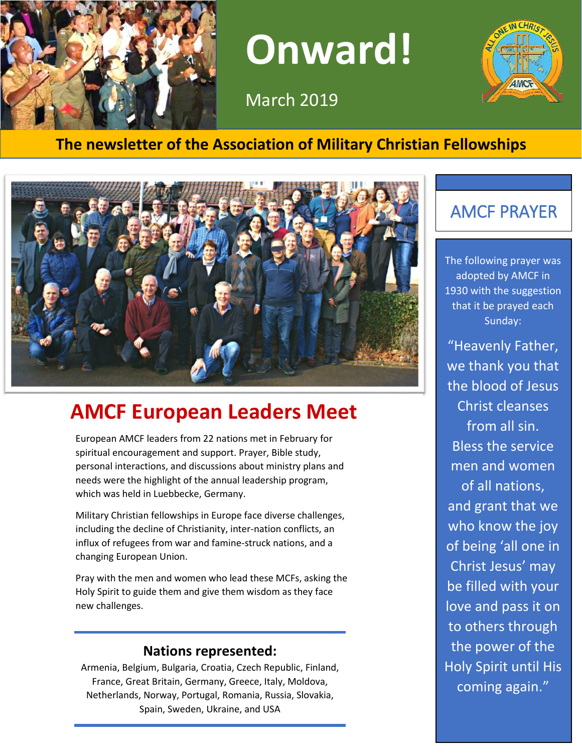# Onward!

March 2019

**The newsletter of the Association of Military Christian Fellowships**

## AMCF European Leaders Meet

European AMCF leaders from 22 nations met in February for spiritual encouragement and support. Prayer, Bible study, personal interactions, and discussions about ministry plans and needs were the highlight of the annual leadership program, which was held in Luebbecke, Germany.

Military Christian fellowships in Europe face diverse challenges, including the decline of Christianity, inter-nation conflicts, an influx of refugees from war and famine-struck nations, and a changing European Union.

Pray with the men and women who lead these MCFs, asking the Holy Spirit to guide them and give them wisdom as they face new challenges.

### Nations represented:

Armenia, Belgium, Bulgaria, Croatia, Czech Republic, Finland, France, Great Britain, Germany, Greece, Italy, Moldova, Netherlands, Norway, Portugal, Romania, Russia, Slovakia, Spain, Sweden, Ukraine, and USA

## AMCF PRAYER

The following prayer was adopted by AMCF in 1930 with the suggestion that it be prayed each Sunday:

"Heavenly Father, we thank you that the blood of Jesus Christ cleanses from all sin. Bless the service men and women of all nations, and grant that we who know the joy of being 'all one in Christ Jesus' may be filled with your love and pass it on to others through the power of the Holy Spirit until His coming again."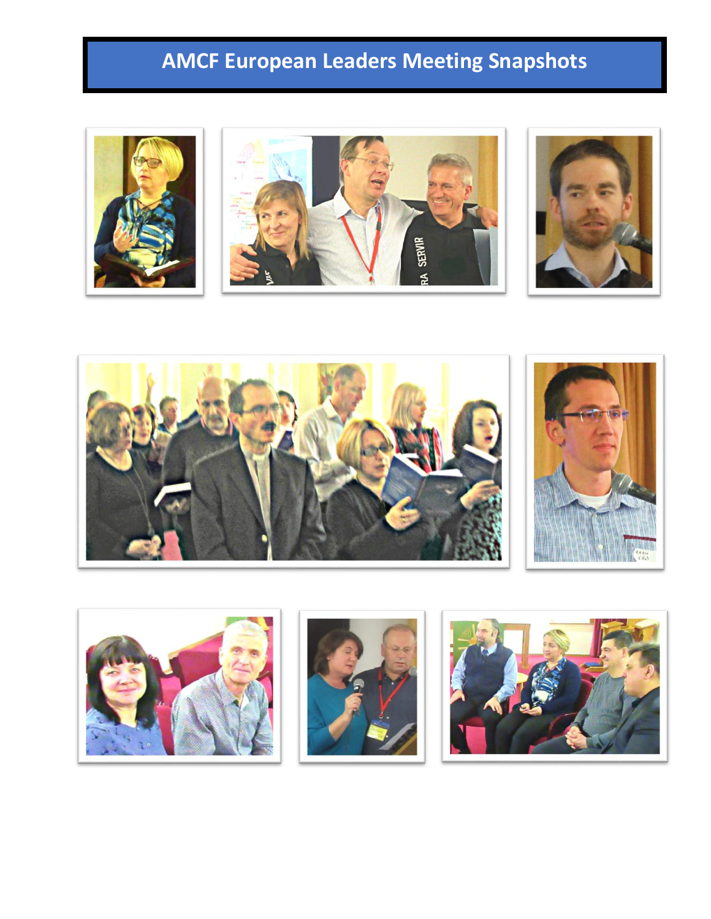# AMCF European Leaders Meeting Snapshots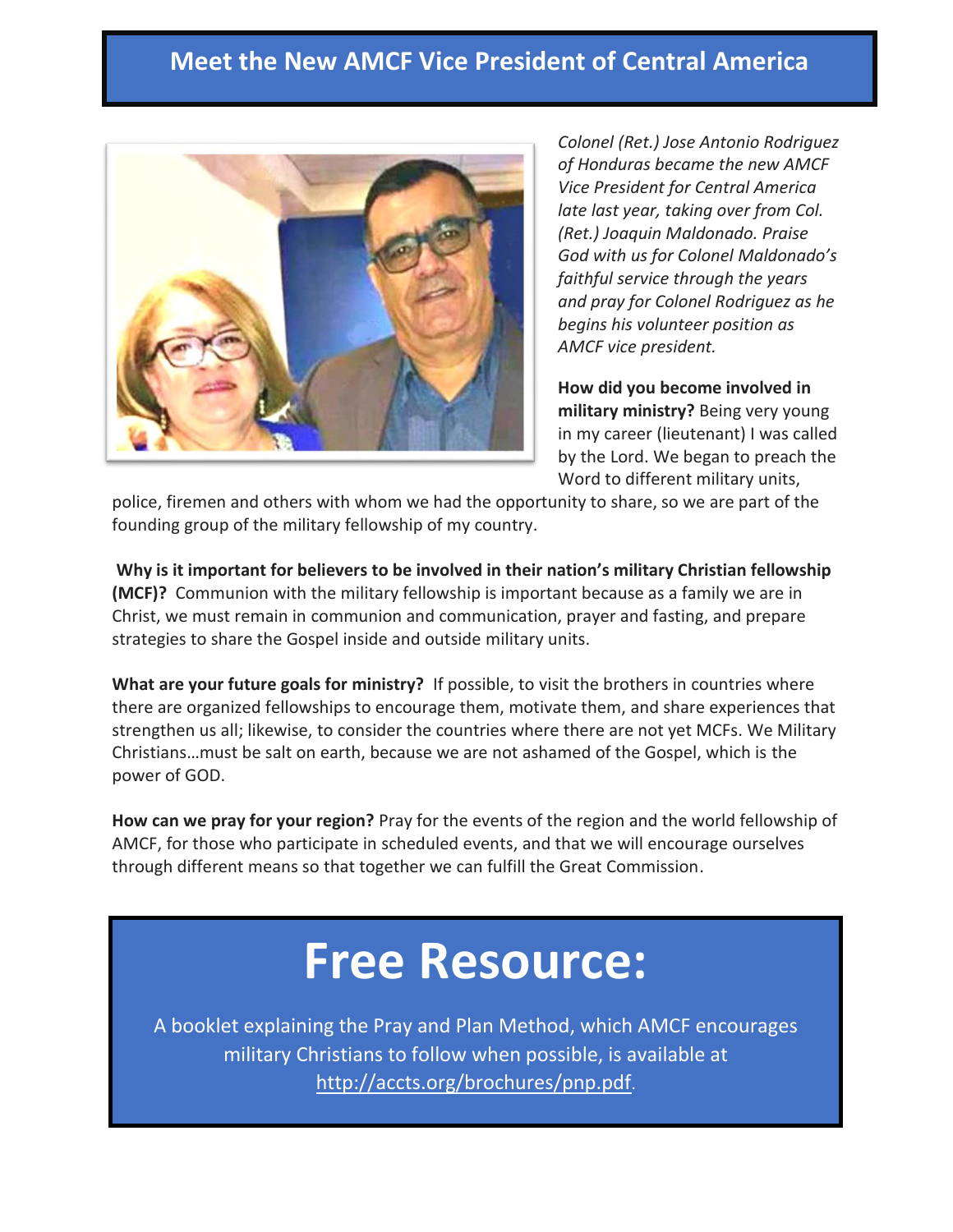# Meet the New AMCF Vice President of Central America

*Colonel (Ret.) Jose Antonio Rodriguez of Honduras became the new AMCF Vice President for Central America late last year, taking over from Col. (Ret.) Joaquin Maldonado. Praise God with us for Colonel Maldonado's faithful service through the years and pray for Colonel Rodriguez as he begins his volunteer position as AMCF vice president.*

**How did you become involved in military ministry?** Being very young in my career (lieutenant) I was called by the Lord. We began to preach the Word to different military units, police, firemen and others with whom we had the opportunity to share, so we are part of the founding group of the military fellowship of my country.

**Why is it important for believers to be involved in their nation's military Christian fellowship (MCF)?** Communion with the military fellowship is important because as a family we are in Christ, we must remain in communion and communication, prayer and fasting, and prepare strategies to share the Gospel inside and outside military units.

**What are your future goals for ministry?** If possible, to visit the brothers in countries where there are organized fellowships to encourage them, motivate them, and share experiences that strengthen us all; likewise, to consider the countries where there are not yet MCFs. We Military Christians…must be salt on earth, because we are not ashamed of the Gospel, which is the power of GOD.

**How can we pray for your region?** Pray for the events of the region and the world fellowship of AMCF, for those who participate in scheduled events, and that we will encourage ourselves through different means so that together we can fulfill the Great Commission.

# Free Resource:

A booklet explaining the Pray and Plan Method, which AMCF encourages military Christians to follow when possible, is available at http://accts.org/brochures/pnp.pdf.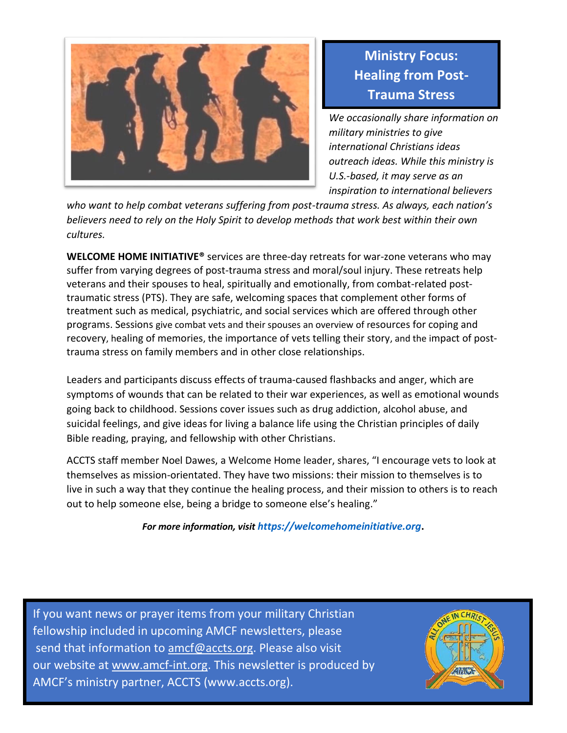## Ministry Focus: Healing from Post-Trauma Stress

*We occasionally share information on military ministries to give international Christians ideas outreach ideas. While this ministry is U.S.-based, it may serve as an inspiration to international believers who want to help combat veterans suffering from post-trauma stress. As always, each nation's believers need to rely on the Holy Spirit to develop methods that work best within their own cultures.*

**WELCOME HOME INITIATIVE®** services are three-day retreats for war-zone veterans who may suffer from varying degrees of post-trauma stress and moral/soul injury. These retreats help veterans and their spouses to heal, spiritually and emotionally, from combat-related post-traumatic stress (PTS). They are safe, welcoming spaces that complement other forms of treatment such as medical, psychiatric, and social services which are offered through other programs. Sessions give combat vets and their spouses an overview of resources for coping and recovery, healing of memories, the importance of vets telling their story, and the impact of post-trauma stress on family members and in other close relationships.

Leaders and participants discuss effects of trauma-caused flashbacks and anger, which are symptoms of wounds that can be related to their war experiences, as well as emotional wounds going back to childhood. Sessions cover issues such as drug addiction, alcohol abuse, and suicidal feelings, and give ideas for living a balance life using the Christian principles of daily Bible reading, praying, and fellowship with other Christians.

ACCTS staff member Noel Dawes, a Welcome Home leader, shares, "I encourage vets to look at themselves as mission-orientated. They have two missions: their mission to themselves is to live in such a way that they continue the healing process, and their mission to others is to reach out to help someone else, being a bridge to someone else's healing."

***For more information, visit https://welcomehomeinitiative.org.***

If you want news or prayer items from your military Christian fellowship included in upcoming AMCF newsletters, please send that information to amcf@accts.org. Please also visit our website at www.amcf-int.org. This newsletter is produced by AMCF's ministry partner, ACCTS (www.accts.org).